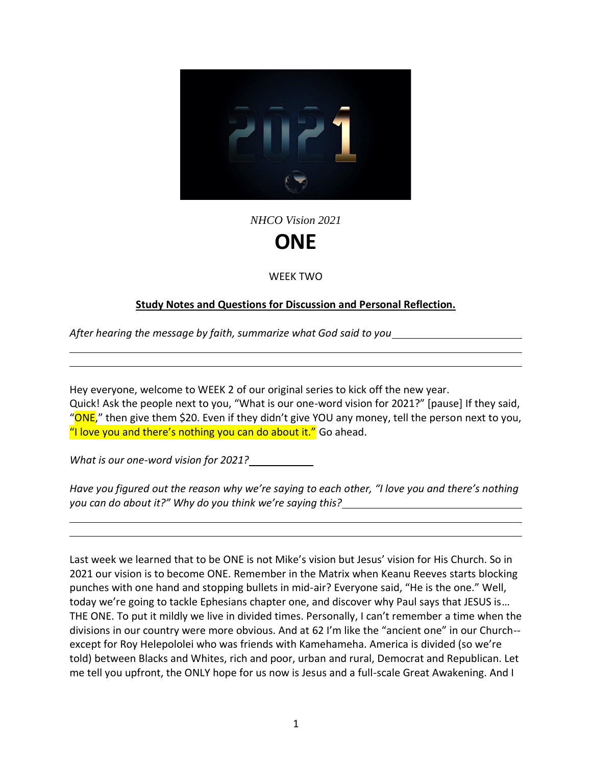*NHCO Vision 2021*

# ONE

WEEK TWO

**Study Notes and Questions for Discussion and Personal Reflection.**

*After hearing the message by faith, summarize what God said to you* ______________________

______________________________________________________________________

______________________________________________________________________

Hey everyone, welcome to WEEK 2 of our original series to kick off the new year. Quick! Ask the people next to you, "What is our one-word vision for 2021?" [pause] If they said, "ONE," then give them $20. Even if they didn't give YOU any money, tell the person next to you, "I love you and there's nothing you can do about it." Go ahead.

*What is our one-word vision for 2021?* ___________

*Have you figured out the reason why we're saying to each other, "I love you and there's nothing you can do about it?" Why do you think we're saying this?* ______________________

______________________________________________________________________

______________________________________________________________________

Last week we learned that to be ONE is not Mike's vision but Jesus' vision for His Church. So in 2021 our vision is to become ONE. Remember in the Matrix when Keanu Reeves starts blocking punches with one hand and stopping bullets in mid-air? Everyone said, "He is the one." Well, today we're going to tackle Ephesians chapter one, and discover why Paul says that JESUS is… THE ONE. To put it mildly we live in divided times. Personally, I can't remember a time when the divisions in our country were more obvious. And at 62 I'm like the "ancient one" in our Church-- except for Roy Helepololei who was friends with Kamehameha. America is divided (so we're told) between Blacks and Whites, rich and poor, urban and rural, Democrat and Republican. Let me tell you upfront, the ONLY hope for us now is Jesus and a full-scale Great Awakening. And I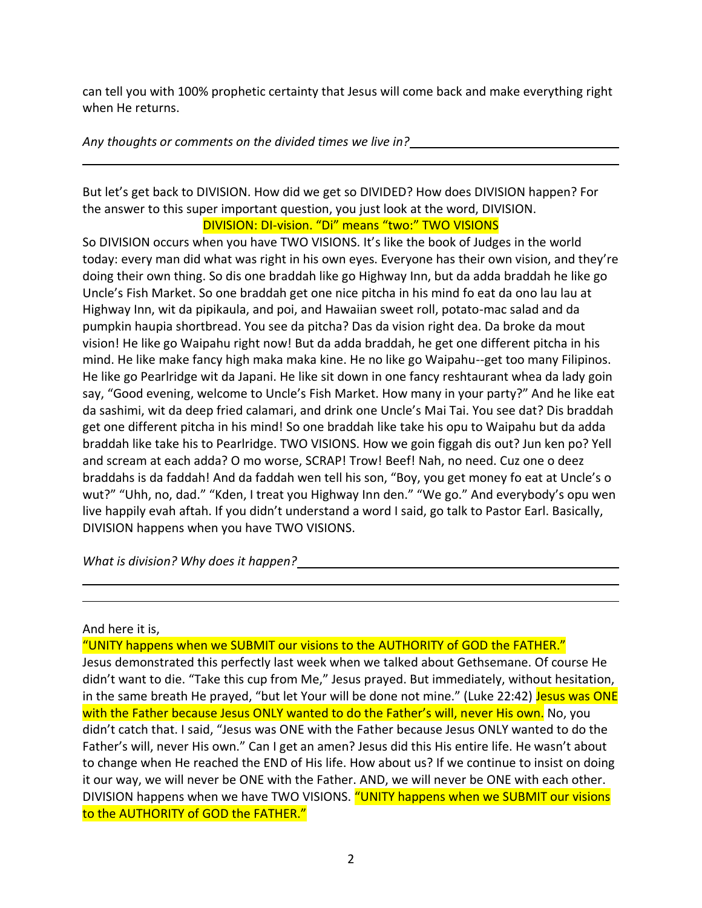can tell you with 100% prophetic certainty that Jesus will come back and make everything right when He returns.

*Any thoughts or comments on the divided times we live in?*\_\_\_\_\_\_\_\_\_\_\_\_\_\_\_\_\_\_\_\_\_\_\_\_\_\_\_\_\_\_

\_\_\_\_\_\_\_\_\_\_\_\_\_\_\_\_\_\_\_\_\_\_\_\_\_\_\_\_\_\_\_\_\_\_\_\_\_\_\_\_\_\_\_\_\_\_\_\_\_\_\_\_\_\_\_\_\_\_\_\_\_\_\_\_\_\_\_\_\_\_\_\_\_\_\_\_

But let's get back to DIVISION. How did we get so DIVIDED? How does DIVISION happen? For the answer to this super important question, you just look at the word, DIVISION.

DIVISION: DI-vision. "Di" means "two:" TWO VISIONS

So DIVISION occurs when you have TWO VISIONS. It's like the book of Judges in the world today: every man did what was right in his own eyes. Everyone has their own vision, and they're doing their own thing. So dis one braddah like go Highway Inn, but da adda braddah he like go Uncle's Fish Market. So one braddah get one nice pitcha in his mind fo eat da ono lau lau at Highway Inn, wit da pipikaula, and poi, and Hawaiian sweet roll, potato-mac salad and da pumpkin haupia shortbread. You see da pitcha? Das da vision right dea. Da broke da mout vision! He like go Waipahu right now! But da adda braddah, he get one different pitcha in his mind. He like make fancy high maka maka kine. He no like go Waipahu--get too many Filipinos. He like go Pearlridge wit da Japani. He like sit down in one fancy reshtaurant whea da lady goin say, "Good evening, welcome to Uncle's Fish Market. How many in your party?" And he like eat da sashimi, wit da deep fried calamari, and drink one Uncle's Mai Tai. You see dat? Dis braddah get one different pitcha in his mind! So one braddah like take his opu to Waipahu but da adda braddah like take his to Pearlridge. TWO VISIONS. How we goin figgah dis out? Jun ken po? Yell and scream at each adda? O mo worse, SCRAP! Trow! Beef! Nah, no need. Cuz one o deez braddahs is da faddah! And da faddah wen tell his son, "Boy, you get money fo eat at Uncle's o wut?" "Uhh, no, dad." "Kden, I treat you Highway Inn den." "We go." And everybody's opu wen live happily evah aftah. If you didn't understand a word I said, go talk to Pastor Earl. Basically, DIVISION happens when you have TWO VISIONS.

*What is division? Why does it happen?*\_\_\_\_\_\_\_\_\_\_\_\_\_\_\_\_\_\_\_\_\_\_\_\_\_\_\_\_\_\_\_\_\_\_\_\_\_\_\_\_

\_\_\_\_\_\_\_\_\_\_\_\_\_\_\_\_\_\_\_\_\_\_\_\_\_\_\_\_\_\_\_\_\_\_\_\_\_\_\_\_\_\_\_\_\_\_\_\_\_\_\_\_\_\_\_\_\_\_\_\_\_\_\_\_\_\_\_\_\_\_\_\_\_\_\_\_

\_\_\_\_\_\_\_\_\_\_\_\_\_\_\_\_\_\_\_\_\_\_\_\_\_\_\_\_\_\_\_\_\_\_\_\_\_\_\_\_\_\_\_\_\_\_\_\_\_\_\_\_\_\_\_\_\_\_\_\_\_\_\_\_\_\_\_\_\_\_\_\_\_\_\_\_

And here it is,

"UNITY happens when we SUBMIT our visions to the AUTHORITY of GOD the FATHER."

Jesus demonstrated this perfectly last week when we talked about Gethsemane. Of course He didn't want to die. "Take this cup from Me," Jesus prayed. But immediately, without hesitation, in the same breath He prayed, "but let Your will be done not mine." (Luke 22:42) Jesus was ONE with the Father because Jesus ONLY wanted to do the Father's will, never His own. No, you didn't catch that. I said, "Jesus was ONE with the Father because Jesus ONLY wanted to do the Father's will, never His own." Can I get an amen? Jesus did this His entire life. He wasn't about to change when He reached the END of His life. How about us? If we continue to insist on doing it our way, we will never be ONE with the Father. AND, we will never be ONE with each other. DIVISION happens when we have TWO VISIONS. "UNITY happens when we SUBMIT our visions to the AUTHORITY of GOD the FATHER."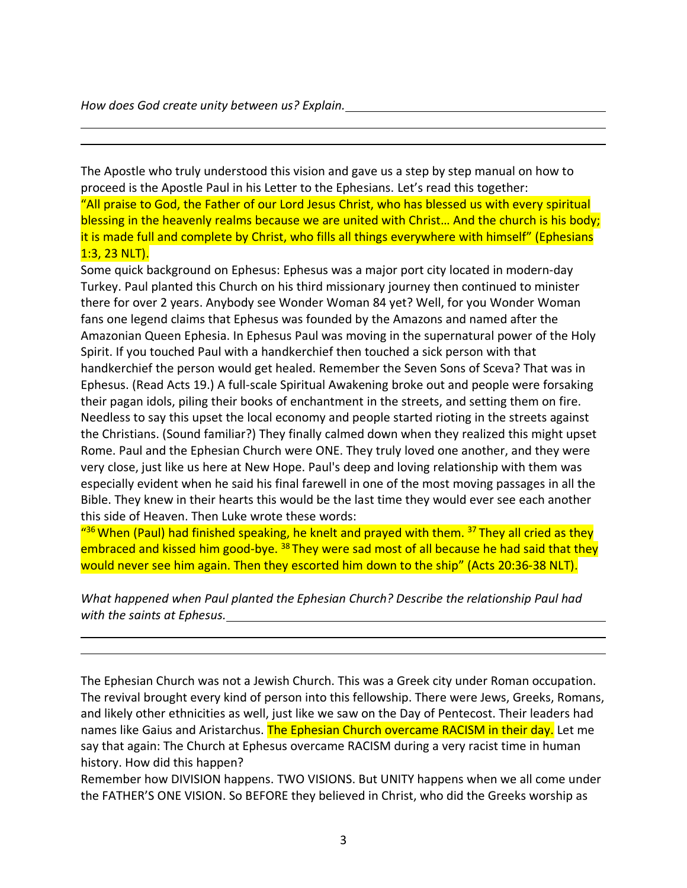*How does God create unity between us? Explain.*

The Apostle who truly understood this vision and gave us a step by step manual on how to proceed is the Apostle Paul in his Letter to the Ephesians. Let's read this together:

"All praise to God, the Father of our Lord Jesus Christ, who has blessed us with every spiritual blessing in the heavenly realms because we are united with Christ… And the church is his body; it is made full and complete by Christ, who fills all things everywhere with himself" (Ephesians 1:3, 23 NLT).

Some quick background on Ephesus: Ephesus was a major port city located in modern-day Turkey. Paul planted this Church on his third missionary journey then continued to minister there for over 2 years. Anybody see Wonder Woman 84 yet? Well, for you Wonder Woman fans one legend claims that Ephesus was founded by the Amazons and named after the Amazonian Queen Ephesia. In Ephesus Paul was moving in the supernatural power of the Holy Spirit. If you touched Paul with a handkerchief then touched a sick person with that handkerchief the person would get healed. Remember the Seven Sons of Sceva? That was in Ephesus. (Read Acts 19.) A full-scale Spiritual Awakening broke out and people were forsaking their pagan idols, piling their books of enchantment in the streets, and setting them on fire. Needless to say this upset the local economy and people started rioting in the streets against the Christians. (Sound familiar?) They finally calmed down when they realized this might upset Rome. Paul and the Ephesian Church were ONE. They truly loved one another, and they were very close, just like us here at New Hope. Paul's deep and loving relationship with them was especially evident when he said his final farewell in one of the most moving passages in all the Bible. They knew in their hearts this would be the last time they would ever see each another this side of Heaven. Then Luke wrote these words:

"[36] When (Paul) had finished speaking, he knelt and prayed with them. [37] They all cried as they embraced and kissed him good-bye. [38] They were sad most of all because he had said that they would never see him again. Then they escorted him down to the ship" (Acts 20:36-38 NLT).

*What happened when Paul planted the Ephesian Church? Describe the relationship Paul had with the saints at Ephesus.*

The Ephesian Church was not a Jewish Church. This was a Greek city under Roman occupation. The revival brought every kind of person into this fellowship. There were Jews, Greeks, Romans, and likely other ethnicities as well, just like we saw on the Day of Pentecost. Their leaders had names like Gaius and Aristarchus. The Ephesian Church overcame RACISM in their day. Let me say that again: The Church at Ephesus overcame RACISM during a very racist time in human history. How did this happen?

Remember how DIVISION happens. TWO VISIONS. But UNITY happens when we all come under the FATHER'S ONE VISION. So BEFORE they believed in Christ, who did the Greeks worship as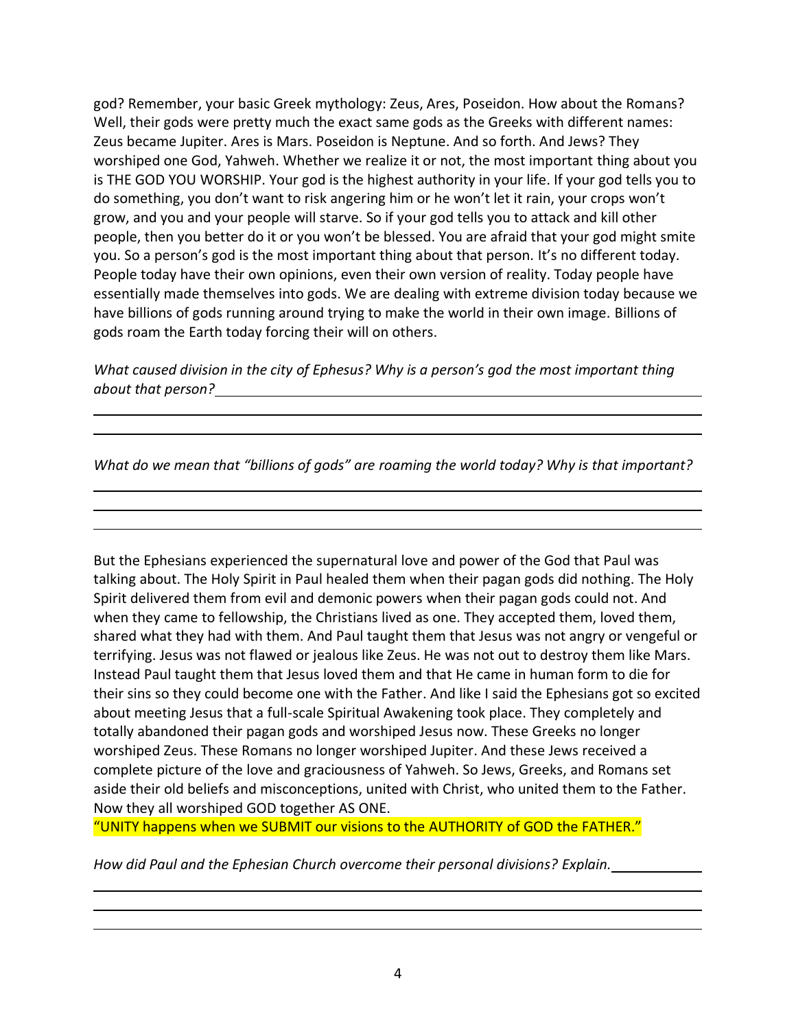god? Remember, your basic Greek mythology: Zeus, Ares, Poseidon. How about the Romans? Well, their gods were pretty much the exact same gods as the Greeks with different names: Zeus became Jupiter. Ares is Mars. Poseidon is Neptune. And so forth. And Jews? They worshiped one God, Yahweh. Whether we realize it or not, the most important thing about you is THE GOD YOU WORSHIP. Your god is the highest authority in your life. If your god tells you to do something, you don't want to risk angering him or he won't let it rain, your crops won't grow, and you and your people will starve. So if your god tells you to attack and kill other people, then you better do it or you won't be blessed. You are afraid that your god might smite you. So a person's god is the most important thing about that person. It's no different today. People today have their own opinions, even their own version of reality. Today people have essentially made themselves into gods. We are dealing with extreme division today because we have billions of gods running around trying to make the world in their own image. Billions of gods roam the Earth today forcing their will on others.

*What caused division in the city of Ephesus? Why is a person's god the most important thing about that person?*\_\_\_\_\_\_\_\_\_\_\_\_\_\_\_\_\_\_\_\_\_\_\_\_\_\_\_\_\_\_\_\_

\_\_\_\_\_\_\_\_\_\_\_\_\_\_\_\_\_\_\_\_\_\_\_\_\_\_\_\_\_\_\_\_\_\_\_\_\_\_\_\_\_\_\_\_\_\_\_\_\_\_\_\_\_\_\_\_\_\_\_\_\_\_\_\_\_\_\_\_\_\_\_\_\_\_\_\_

\_\_\_\_\_\_\_\_\_\_\_\_\_\_\_\_\_\_\_\_\_\_\_\_\_\_\_\_\_\_\_\_\_\_\_\_\_\_\_\_\_\_\_\_\_\_\_\_\_\_\_\_\_\_\_\_\_\_\_\_\_\_\_\_\_\_\_\_\_\_\_\_\_\_\_\_

*What do we mean that "billions of gods" are roaming the world today? Why is that important?*

\_\_\_\_\_\_\_\_\_\_\_\_\_\_\_\_\_\_\_\_\_\_\_\_\_\_\_\_\_\_\_\_\_\_\_\_\_\_\_\_\_\_\_\_\_\_\_\_\_\_\_\_\_\_\_\_\_\_\_\_\_\_\_\_\_\_\_\_\_\_\_\_\_\_\_\_

\_\_\_\_\_\_\_\_\_\_\_\_\_\_\_\_\_\_\_\_\_\_\_\_\_\_\_\_\_\_\_\_\_\_\_\_\_\_\_\_\_\_\_\_\_\_\_\_\_\_\_\_\_\_\_\_\_\_\_\_\_\_\_\_\_\_\_\_\_\_\_\_\_\_\_\_

\_\_\_\_\_\_\_\_\_\_\_\_\_\_\_\_\_\_\_\_\_\_\_\_\_\_\_\_\_\_\_\_\_\_\_\_\_\_\_\_\_\_\_\_\_\_\_\_\_\_\_\_\_\_\_\_\_\_\_\_\_\_\_\_\_\_\_\_\_\_\_\_\_\_\_\_

But the Ephesians experienced the supernatural love and power of the God that Paul was talking about. The Holy Spirit in Paul healed them when their pagan gods did nothing. The Holy Spirit delivered them from evil and demonic powers when their pagan gods could not. And when they came to fellowship, the Christians lived as one. They accepted them, loved them, shared what they had with them. And Paul taught them that Jesus was not angry or vengeful or terrifying. Jesus was not flawed or jealous like Zeus. He was not out to destroy them like Mars. Instead Paul taught them that Jesus loved them and that He came in human form to die for their sins so they could become one with the Father. And like I said the Ephesians got so excited about meeting Jesus that a full-scale Spiritual Awakening took place. They completely and totally abandoned their pagan gods and worshiped Jesus now. These Greeks no longer worshiped Zeus. These Romans no longer worshiped Jupiter. And these Jews received a complete picture of the love and graciousness of Yahweh. So Jews, Greeks, and Romans set aside their old beliefs and misconceptions, united with Christ, who united them to the Father. Now they all worshiped GOD together AS ONE.

"UNITY happens when we SUBMIT our visions to the AUTHORITY of GOD the FATHER."

*How did Paul and the Ephesian Church overcome their personal divisions? Explain.*\_\_\_\_\_\_\_\_\_\_\_\_

\_\_\_\_\_\_\_\_\_\_\_\_\_\_\_\_\_\_\_\_\_\_\_\_\_\_\_\_\_\_\_\_\_\_\_\_\_\_\_\_\_\_\_\_\_\_\_\_\_\_\_\_\_\_\_\_\_\_\_\_\_\_\_\_\_\_\_\_\_\_\_\_\_\_\_\_

\_\_\_\_\_\_\_\_\_\_\_\_\_\_\_\_\_\_\_\_\_\_\_\_\_\_\_\_\_\_\_\_\_\_\_\_\_\_\_\_\_\_\_\_\_\_\_\_\_\_\_\_\_\_\_\_\_\_\_\_\_\_\_\_\_\_\_\_\_\_\_\_\_\_\_\_

\_\_\_\_\_\_\_\_\_\_\_\_\_\_\_\_\_\_\_\_\_\_\_\_\_\_\_\_\_\_\_\_\_\_\_\_\_\_\_\_\_\_\_\_\_\_\_\_\_\_\_\_\_\_\_\_\_\_\_\_\_\_\_\_\_\_\_\_\_\_\_\_\_\_\_\_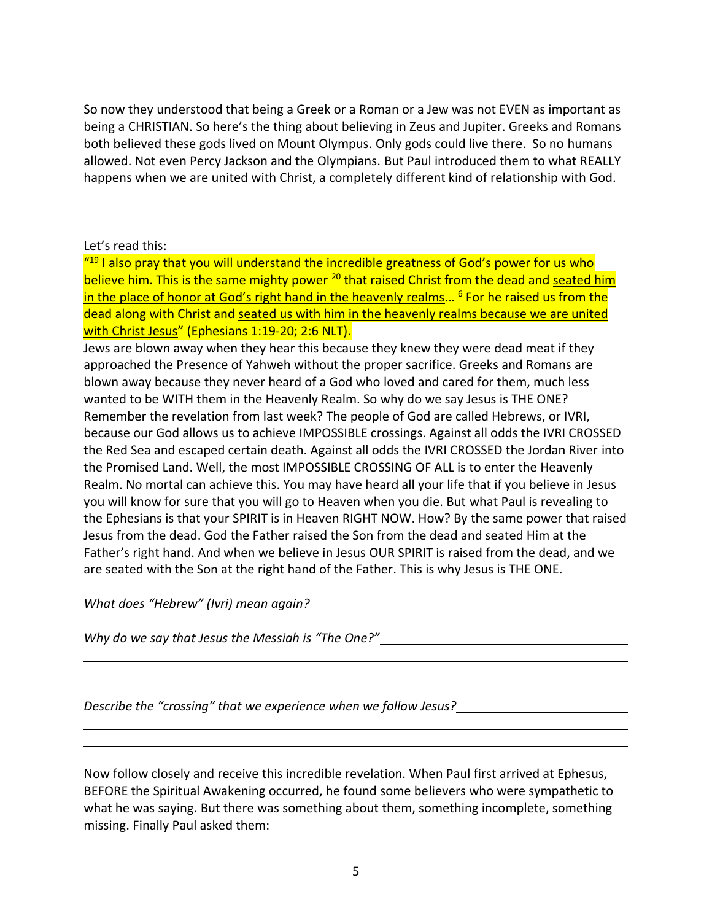So now they understood that being a Greek or a Roman or a Jew was not EVEN as important as being a CHRISTIAN. So here's the thing about believing in Zeus and Jupiter. Greeks and Romans both believed these gods lived on Mount Olympus. Only gods could live there. So no humans allowed. Not even Percy Jackson and the Olympians. But Paul introduced them to what REALLY happens when we are united with Christ, a completely different kind of relationship with God.

Let's read this:

"[19] I also pray that you will understand the incredible greatness of God's power for us who believe him. This is the same mighty power [20] that raised Christ from the dead and seated him in the place of honor at God's right hand in the heavenly realms… [6] For he raised us from the dead along with Christ and seated us with him in the heavenly realms because we are united with Christ Jesus" (Ephesians 1:19-20; 2:6 NLT).

Jews are blown away when they hear this because they knew they were dead meat if they approached the Presence of Yahweh without the proper sacrifice. Greeks and Romans are blown away because they never heard of a God who loved and cared for them, much less wanted to be WITH them in the Heavenly Realm. So why do we say Jesus is THE ONE? Remember the revelation from last week? The people of God are called Hebrews, or IVRI, because our God allows us to achieve IMPOSSIBLE crossings. Against all odds the IVRI CROSSED the Red Sea and escaped certain death. Against all odds the IVRI CROSSED the Jordan River into the Promised Land. Well, the most IMPOSSIBLE CROSSING OF ALL is to enter the Heavenly Realm. No mortal can achieve this. You may have heard all your life that if you believe in Jesus you will know for sure that you will go to Heaven when you die. But what Paul is revealing to the Ephesians is that your SPIRIT is in Heaven RIGHT NOW. How? By the same power that raised Jesus from the dead. God the Father raised the Son from the dead and seated Him at the Father's right hand. And when we believe in Jesus OUR SPIRIT is raised from the dead, and we are seated with the Son at the right hand of the Father. This is why Jesus is THE ONE.

*What does "Hebrew" (Ivri) mean again?* ______________________________

*Why do we say that Jesus the Messiah is "The One?"* ______________________________

______________________________________________________________

______________________________________________________________

*Describe the "crossing" that we experience when we follow Jesus?* ______________________________

______________________________________________________________

______________________________________________________________

Now follow closely and receive this incredible revelation. When Paul first arrived at Ephesus, BEFORE the Spiritual Awakening occurred, he found some believers who were sympathetic to what he was saying. But there was something about them, something incomplete, something missing. Finally Paul asked them: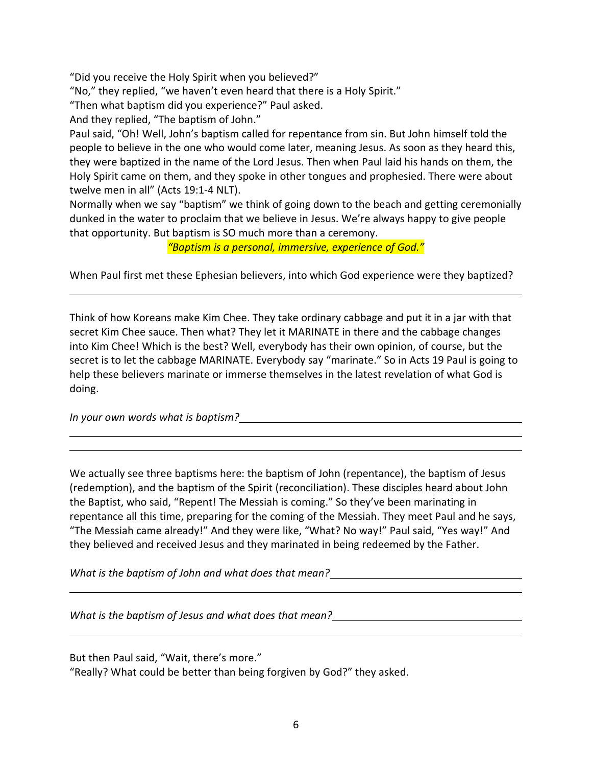"Did you receive the Holy Spirit when you believed?"

"No," they replied, "we haven't even heard that there is a Holy Spirit."

"Then what baptism did you experience?" Paul asked.

And they replied, "The baptism of John."

Paul said, "Oh! Well, John's baptism called for repentance from sin. But John himself told the people to believe in the one who would come later, meaning Jesus. As soon as they heard this, they were baptized in the name of the Lord Jesus. Then when Paul laid his hands on them, the Holy Spirit came on them, and they spoke in other tongues and prophesied. There were about twelve men in all" (Acts 19:1-4 NLT).

Normally when we say "baptism" we think of going down to the beach and getting ceremonially dunked in the water to proclaim that we believe in Jesus. We're always happy to give people that opportunity. But baptism is SO much more than a ceremony.

*"Baptism is a personal, immersive, experience of God."*

When Paul first met these Ephesian believers, into which God experience were they baptized?

______________________________________________________________________________

Think of how Koreans make Kim Chee. They take ordinary cabbage and put it in a jar with that secret Kim Chee sauce. Then what? They let it MARINATE in there and the cabbage changes into Kim Chee! Which is the best? Well, everybody has their own opinion, of course, but the secret is to let the cabbage MARINATE. Everybody say "marinate." So in Acts 19 Paul is going to help these believers marinate or immerse themselves in the latest revelation of what God is doing.

*In your own words what is baptism?*______________________________________________

______________________________________________________________________________

______________________________________________________________________________

We actually see three baptisms here: the baptism of John (repentance), the baptism of Jesus (redemption), and the baptism of the Spirit (reconciliation). These disciples heard about John the Baptist, who said, "Repent! The Messiah is coming." So they've been marinating in repentance all this time, preparing for the coming of the Messiah. They meet Paul and he says, "The Messiah came already!" And they were like, "What? No way!" Paul said, "Yes way!" And they believed and received Jesus and they marinated in being redeemed by the Father.

*What is the baptism of John and what does that mean?*___________________________

______________________________________________________________________________

*What is the baptism of Jesus and what does that mean?*__________________________

______________________________________________________________________________

But then Paul said, "Wait, there's more."

"Really? What could be better than being forgiven by God?" they asked.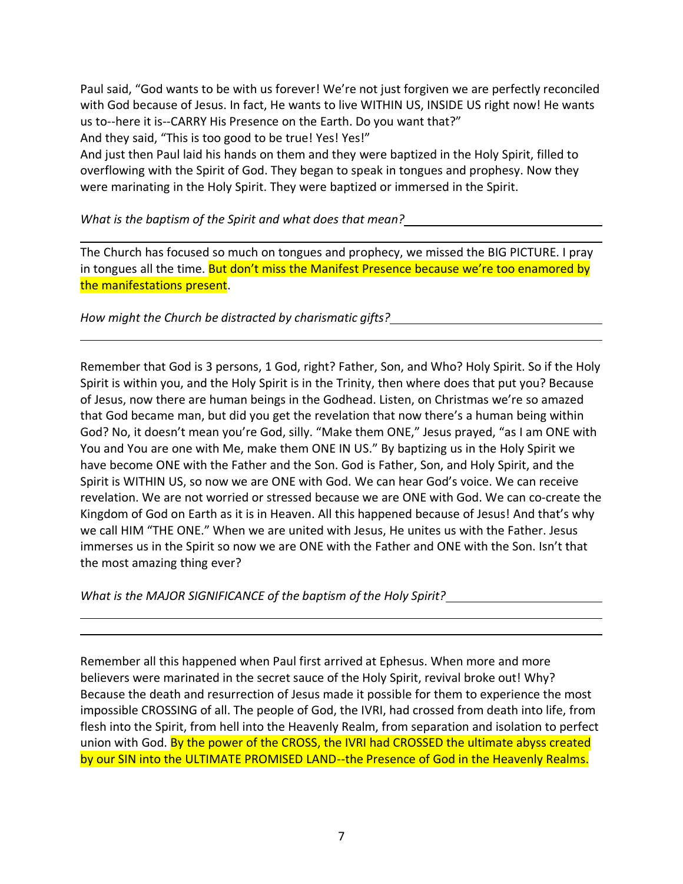Paul said, "God wants to be with us forever! We're not just forgiven we are perfectly reconciled with God because of Jesus. In fact, He wants to live WITHIN US, INSIDE US right now! He wants us to--here it is--CARRY His Presence on the Earth. Do you want that?"

And they said, "This is too good to be true! Yes! Yes!"

And just then Paul laid his hands on them and they were baptized in the Holy Spirit, filled to overflowing with the Spirit of God. They began to speak in tongues and prophesy. Now they were marinating in the Holy Spirit. They were baptized or immersed in the Spirit.

*What is the baptism of the Spirit and what does that mean?*\_\_\_\_\_\_\_\_\_\_\_\_\_\_\_\_\_\_\_\_\_\_\_\_\_\_\_\_

\_\_\_\_\_\_\_\_\_\_\_\_\_\_\_\_\_\_\_\_\_\_\_\_\_\_\_\_\_\_\_\_\_\_\_\_\_\_\_\_\_\_\_\_\_\_\_\_\_\_\_\_\_\_\_\_\_\_\_\_\_\_\_\_\_\_\_\_\_\_\_\_\_\_

The Church has focused so much on tongues and prophecy, we missed the BIG PICTURE. I pray in tongues all the time. But don't miss the Manifest Presence because we're too enamored by the manifestations present.

*How might the Church be distracted by charismatic gifts?*\_\_\_\_\_\_\_\_\_\_\_\_\_\_\_\_\_\_\_\_\_\_\_\_\_\_\_\_

\_\_\_\_\_\_\_\_\_\_\_\_\_\_\_\_\_\_\_\_\_\_\_\_\_\_\_\_\_\_\_\_\_\_\_\_\_\_\_\_\_\_\_\_\_\_\_\_\_\_\_\_\_\_\_\_\_\_\_\_\_\_\_\_\_\_\_\_\_\_\_\_\_\_

Remember that God is 3 persons, 1 God, right? Father, Son, and Who? Holy Spirit. So if the Holy Spirit is within you, and the Holy Spirit is in the Trinity, then where does that put you? Because of Jesus, now there are human beings in the Godhead. Listen, on Christmas we're so amazed that God became man, but did you get the revelation that now there's a human being within God? No, it doesn't mean you're God, silly. "Make them ONE," Jesus prayed, "as I am ONE with You and You are one with Me, make them ONE IN US." By baptizing us in the Holy Spirit we have become ONE with the Father and the Son. God is Father, Son, and Holy Spirit, and the Spirit is WITHIN US, so now we are ONE with God. We can hear God's voice. We can receive revelation. We are not worried or stressed because we are ONE with God. We can co-create the Kingdom of God on Earth as it is in Heaven. All this happened because of Jesus! And that's why we call HIM "THE ONE." When we are united with Jesus, He unites us with the Father. Jesus immerses us in the Spirit so now we are ONE with the Father and ONE with the Son. Isn't that the most amazing thing ever?

*What is the MAJOR SIGNIFICANCE of the baptism of the Holy Spirit?*\_\_\_\_\_\_\_\_\_\_\_\_\_\_\_\_\_\_\_\_\_\_\_\_

\_\_\_\_\_\_\_\_\_\_\_\_\_\_\_\_\_\_\_\_\_\_\_\_\_\_\_\_\_\_\_\_\_\_\_\_\_\_\_\_\_\_\_\_\_\_\_\_\_\_\_\_\_\_\_\_\_\_\_\_\_\_\_\_\_\_\_\_\_\_\_\_\_\_

\_\_\_\_\_\_\_\_\_\_\_\_\_\_\_\_\_\_\_\_\_\_\_\_\_\_\_\_\_\_\_\_\_\_\_\_\_\_\_\_\_\_\_\_\_\_\_\_\_\_\_\_\_\_\_\_\_\_\_\_\_\_\_\_\_\_\_\_\_\_\_\_\_\_

Remember all this happened when Paul first arrived at Ephesus. When more and more believers were marinated in the secret sauce of the Holy Spirit, revival broke out! Why? Because the death and resurrection of Jesus made it possible for them to experience the most impossible CROSSING of all. The people of God, the IVRI, had crossed from death into life, from flesh into the Spirit, from hell into the Heavenly Realm, from separation and isolation to perfect union with God. By the power of the CROSS, the IVRI had CROSSED the ultimate abyss created by our SIN into the ULTIMATE PROMISED LAND--the Presence of God in the Heavenly Realms.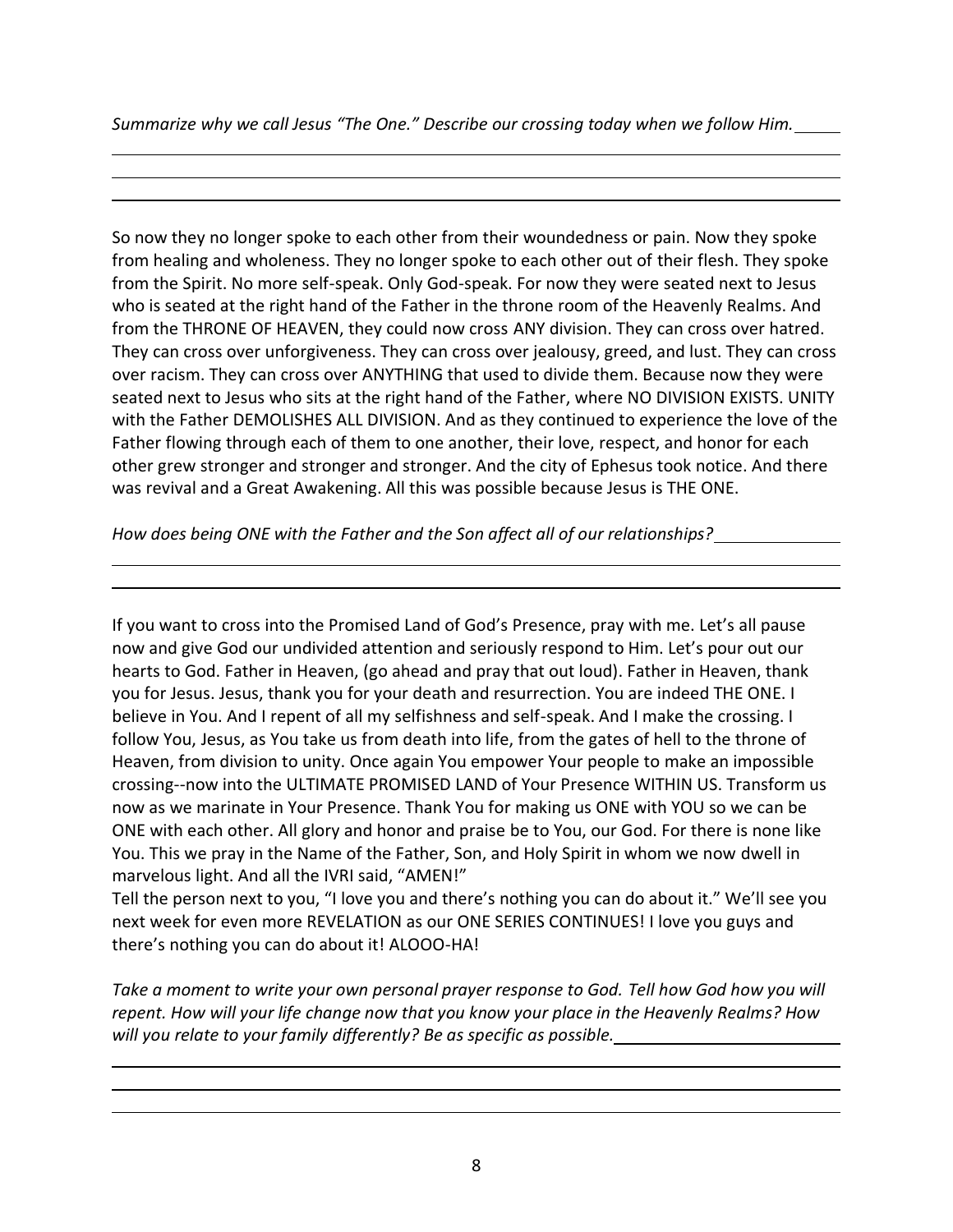*Summarize why we call Jesus "The One." Describe our crossing today when we follow Him.*

So now they no longer spoke to each other from their woundedness or pain. Now they spoke from healing and wholeness. They no longer spoke to each other out of their flesh. They spoke from the Spirit. No more self-speak. Only God-speak. For now they were seated next to Jesus who is seated at the right hand of the Father in the throne room of the Heavenly Realms. And from the THRONE OF HEAVEN, they could now cross ANY division. They can cross over hatred. They can cross over unforgiveness. They can cross over jealousy, greed, and lust. They can cross over racism. They can cross over ANYTHING that used to divide them. Because now they were seated next to Jesus who sits at the right hand of the Father, where NO DIVISION EXISTS. UNITY with the Father DEMOLISHES ALL DIVISION. And as they continued to experience the love of the Father flowing through each of them to one another, their love, respect, and honor for each other grew stronger and stronger and stronger. And the city of Ephesus took notice. And there was revival and a Great Awakening. All this was possible because Jesus is THE ONE.

*How does being ONE with the Father and the Son affect all of our relationships?*

If you want to cross into the Promised Land of God's Presence, pray with me. Let's all pause now and give God our undivided attention and seriously respond to Him. Let's pour out our hearts to God. Father in Heaven, (go ahead and pray that out loud). Father in Heaven, thank you for Jesus. Jesus, thank you for your death and resurrection. You are indeed THE ONE. I believe in You. And I repent of all my selfishness and self-speak. And I make the crossing. I follow You, Jesus, as You take us from death into life, from the gates of hell to the throne of Heaven, from division to unity. Once again You empower Your people to make an impossible crossing--now into the ULTIMATE PROMISED LAND of Your Presence WITHIN US. Transform us now as we marinate in Your Presence. Thank You for making us ONE with YOU so we can be ONE with each other. All glory and honor and praise be to You, our God. For there is none like You. This we pray in the Name of the Father, Son, and Holy Spirit in whom we now dwell in marvelous light. And all the IVRI said, "AMEN!"

Tell the person next to you, "I love you and there's nothing you can do about it." We'll see you next week for even more REVELATION as our ONE SERIES CONTINUES! I love you guys and there's nothing you can do about it! ALOOO-HA!

*Take a moment to write your own personal prayer response to God. Tell how God how you will repent. How will your life change now that you know your place in the Heavenly Realms? How will you relate to your family differently? Be as specific as possible.*